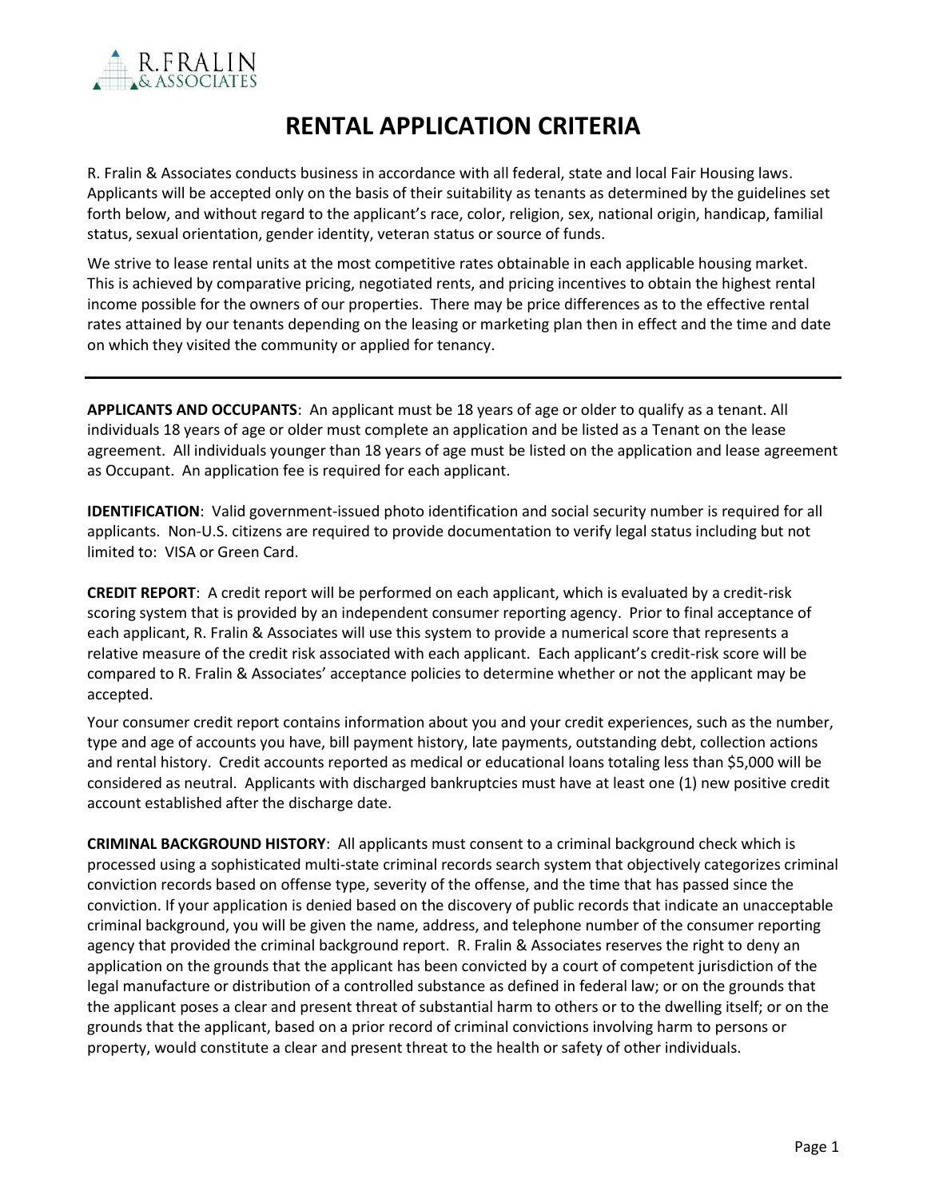# RENTAL APPLICATION CRITERIA

R. Fralin & Associates conducts business in accordance with all federal, state and local Fair Housing laws. Applicants will be accepted only on the basis of their suitability as tenants as determined by the guidelines set forth below, and without regard to the applicant's race, color, religion, sex, national origin, handicap, familial status, sexual orientation, gender identity, veteran status or source of funds.

We strive to lease rental units at the most competitive rates obtainable in each applicable housing market. This is achieved by comparative pricing, negotiated rents, and pricing incentives to obtain the highest rental income possible for the owners of our properties. There may be price differences as to the effective rental rates attained by our tenants depending on the leasing or marketing plan then in effect and the time and date on which they visited the community or applied for tenancy.

---

**APPLICANTS AND OCCUPANTS**: An applicant must be 18 years of age or older to qualify as a tenant. All individuals 18 years of age or older must complete an application and be listed as a Tenant on the lease agreement. All individuals younger than 18 years of age must be listed on the application and lease agreement as Occupant. An application fee is required for each applicant.

**IDENTIFICATION**: Valid government-issued photo identification and social security number is required for all applicants. Non-U.S. citizens are required to provide documentation to verify legal status including but not limited to: VISA or Green Card.

**CREDIT REPORT**: A credit report will be performed on each applicant, which is evaluated by a credit-risk scoring system that is provided by an independent consumer reporting agency. Prior to final acceptance of each applicant, R. Fralin & Associates will use this system to provide a numerical score that represents a relative measure of the credit risk associated with each applicant. Each applicant's credit-risk score will be compared to R. Fralin & Associates' acceptance policies to determine whether or not the applicant may be accepted.

Your consumer credit report contains information about you and your credit experiences, such as the number, type and age of accounts you have, bill payment history, late payments, outstanding debt, collection actions and rental history. Credit accounts reported as medical or educational loans totaling less than $5,000 will be considered as neutral. Applicants with discharged bankruptcies must have at least one (1) new positive credit account established after the discharge date.

**CRIMINAL BACKGROUND HISTORY**: All applicants must consent to a criminal background check which is processed using a sophisticated multi-state criminal records search system that objectively categorizes criminal conviction records based on offense type, severity of the offense, and the time that has passed since the conviction. If your application is denied based on the discovery of public records that indicate an unacceptable criminal background, you will be given the name, address, and telephone number of the consumer reporting agency that provided the criminal background report. R. Fralin & Associates reserves the right to deny an application on the grounds that the applicant has been convicted by a court of competent jurisdiction of the legal manufacture or distribution of a controlled substance as defined in federal law; or on the grounds that the applicant poses a clear and present threat of substantial harm to others or to the dwelling itself; or on the grounds that the applicant, based on a prior record of criminal convictions involving harm to persons or property, would constitute a clear and present threat to the health or safety of other individuals.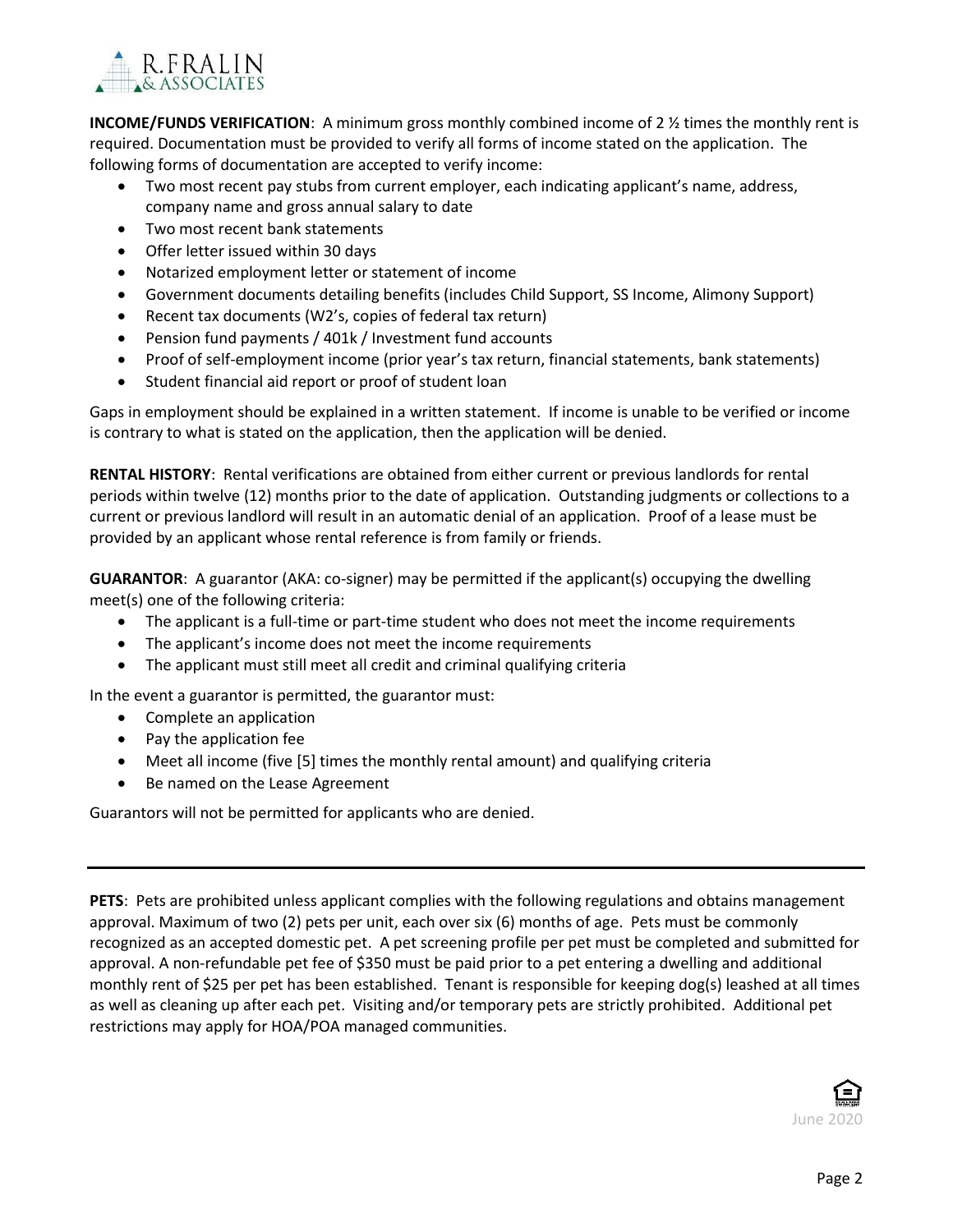**INCOME/FUNDS VERIFICATION**: A minimum gross monthly combined income of 2 ½ times the monthly rent is required. Documentation must be provided to verify all forms of income stated on the application. The following forms of documentation are accepted to verify income:

- Two most recent pay stubs from current employer, each indicating applicant's name, address, company name and gross annual salary to date
- Two most recent bank statements
- Offer letter issued within 30 days
- Notarized employment letter or statement of income
- Government documents detailing benefits (includes Child Support, SS Income, Alimony Support)
- Recent tax documents (W2's, copies of federal tax return)
- Pension fund payments / 401k / Investment fund accounts
- Proof of self-employment income (prior year's tax return, financial statements, bank statements)
- Student financial aid report or proof of student loan

Gaps in employment should be explained in a written statement. If income is unable to be verified or income is contrary to what is stated on the application, then the application will be denied.

**RENTAL HISTORY**: Rental verifications are obtained from either current or previous landlords for rental periods within twelve (12) months prior to the date of application. Outstanding judgments or collections to a current or previous landlord will result in an automatic denial of an application. Proof of a lease must be provided by an applicant whose rental reference is from family or friends.

**GUARANTOR**: A guarantor (AKA: co-signer) may be permitted if the applicant(s) occupying the dwelling meet(s) one of the following criteria:

- The applicant is a full-time or part-time student who does not meet the income requirements
- The applicant's income does not meet the income requirements
- The applicant must still meet all credit and criminal qualifying criteria

In the event a guarantor is permitted, the guarantor must:

- Complete an application
- Pay the application fee
- Meet all income (five [5] times the monthly rental amount) and qualifying criteria
- Be named on the Lease Agreement

Guarantors will not be permitted for applicants who are denied.

---

**PETS**: Pets are prohibited unless applicant complies with the following regulations and obtains management approval. Maximum of two (2) pets per unit, each over six (6) months of age. Pets must be commonly recognized as an accepted domestic pet. A pet screening profile per pet must be completed and submitted for approval. A non-refundable pet fee of $350 must be paid prior to a pet entering a dwelling and additional monthly rent of $25 per pet has been established. Tenant is responsible for keeping dog(s) leashed at all times as well as cleaning up after each pet. Visiting and/or temporary pets are strictly prohibited. Additional pet restrictions may apply for HOA/POA managed communities.

June 2020